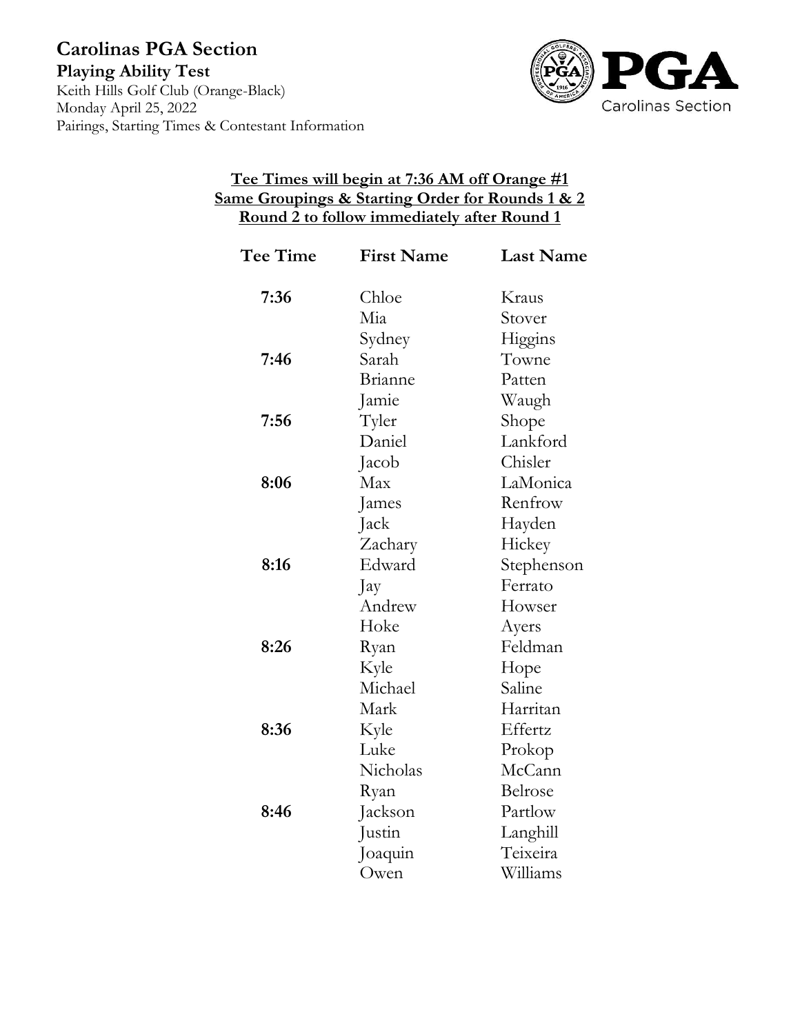# Carolinas PGA Section

## Playing Ability Test

Keith Hills Golf Club (Orange-Black)
Monday April 25, 2022
Pairings, Starting Times & Contestant Information

**Tee Times will begin at 7:36 AM off Orange #1**
**Same Groupings & Starting Order for Rounds 1 & 2**
**Round 2 to follow immediately after Round 1**

| Tee Time | First Name | Last Name |
|---|---|---|
| **7:36** | Chloe | Kraus |
| | Mia | Stover |
| | Sydney | Higgins |
| **7:46** | Sarah | Towne |
| | Brianne | Patten |
| | Jamie | Waugh |
| **7:56** | Tyler | Shope |
| | Daniel | Lankford |
| | Jacob | Chisler |
| **8:06** | Max | LaMonica |
| | James | Renfrow |
| | Jack | Hayden |
| | Zachary | Hickey |
| **8:16** | Edward | Stephenson |
| | Jay | Ferrato |
| | Andrew | Howser |
| | Hoke | Ayers |
| **8:26** | Ryan | Feldman |
| | Kyle | Hope |
| | Michael | Saline |
| | Mark | Harritan |
| **8:36** | Kyle | Effertz |
| | Luke | Prokop |
| | Nicholas | McCann |
| | Ryan | Belrose |
| **8:46** | Jackson | Partlow |
| | Justin | Langhill |
| | Joaquin | Teixeira |
| | Owen | Williams |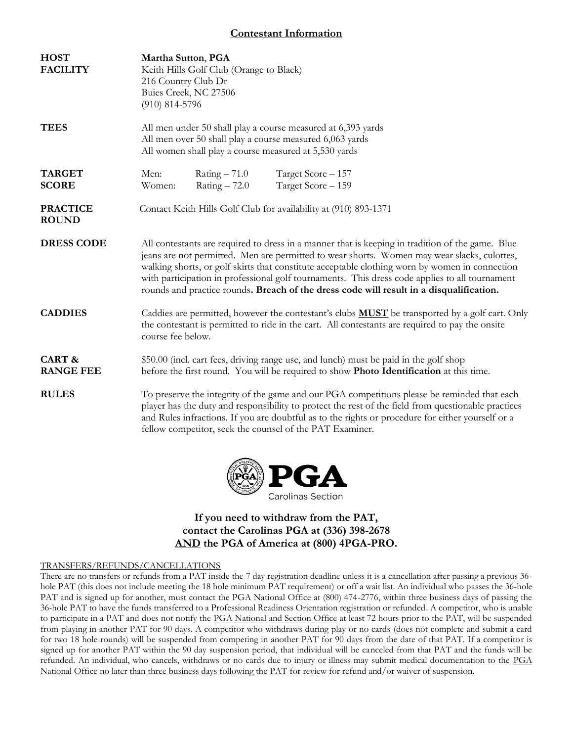## Contestant Information

**HOST FACILITY**

**Martha Sutton, PGA**
Keith Hills Golf Club (Orange to Black)
216 Country Club Dr
Buies Creek, NC 27506
(910) 814-5796

**TEES**

All men under 50 shall play a course measured at 6,393 yards
All men over 50 shall play a course measured 6,063 yards
All women shall play a course measured at 5,530 yards

**TARGET SCORE**

| | | |
|---|---|---|
| Men: | Rating – 71.0 | Target Score – 157 |
| Women: | Rating – 72.0 | Target Score – 159 |

**PRACTICE ROUND**

Contact Keith Hills Golf Club for availability at (910) 893-1371

**DRESS CODE**

All contestants are required to dress in a manner that is keeping in tradition of the game. Blue jeans are not permitted. Men are permitted to wear shorts. Women may wear slacks, culottes, walking shorts, or golf skirts that constitute acceptable clothing worn by women in connection with participation in professional golf tournaments. This dress code applies to all tournament rounds and practice rounds**. Breach of the dress code will result in a disqualification.**

**CADDIES**

Caddies are permitted, however the contestant's clubs **MUST** be transported by a golf cart. Only the contestant is permitted to ride in the cart. All contestants are required to pay the onsite course fee below.

**CART & RANGE FEE**

$50.00 (incl. cart fees, driving range use, and lunch) must be paid in the golf shop before the first round. You will be required to show **Photo Identification** at this time.

**RULES**

To preserve the integrity of the game and our PGA competitions please be reminded that each player has the duty and responsibility to protect the rest of the field from questionable practices and Rules infractions. If you are doubtful as to the rights or procedure for either yourself or a fellow competitor, seek the counsel of the PAT Examiner.

PGA Carolinas Section

**If you need to withdraw from the PAT, contact the Carolinas PGA at (336) 398-2678 AND the PGA of America at (800) 4PGA-PRO.**

TRANSFERS/REFUNDS/CANCELLATIONS

There are no transfers or refunds from a PAT inside the 7 day registration deadline unless it is a cancellation after passing a previous 36-hole PAT (this does not include meeting the 18 hole minimum PAT requirement) or off a wait list. An individual who passes the 36-hole PAT and is signed up for another, must contact the PGA National Office at (800) 474-2776, within three business days of passing the 36-hole PAT to have the funds transferred to a Professional Readiness Orientation registration or refunded. A competitor, who is unable to participate in a PAT and does not notify the PGA National and Section Office at least 72 hours prior to the PAT, will be suspended from playing in another PAT for 90 days. A competitor who withdraws during play or no cards (does not complete and submit a card for two 18 hole rounds) will be suspended from competing in another PAT for 90 days from the date of that PAT. If a competitor is signed up for another PAT within the 90 day suspension period, that individual will be canceled from that PAT and the funds will be refunded. An individual, who cancels, withdraws or no cards due to injury or illness may submit medical documentation to the PGA National Office no later than three business days following the PAT for review for refund and/or waiver of suspension.